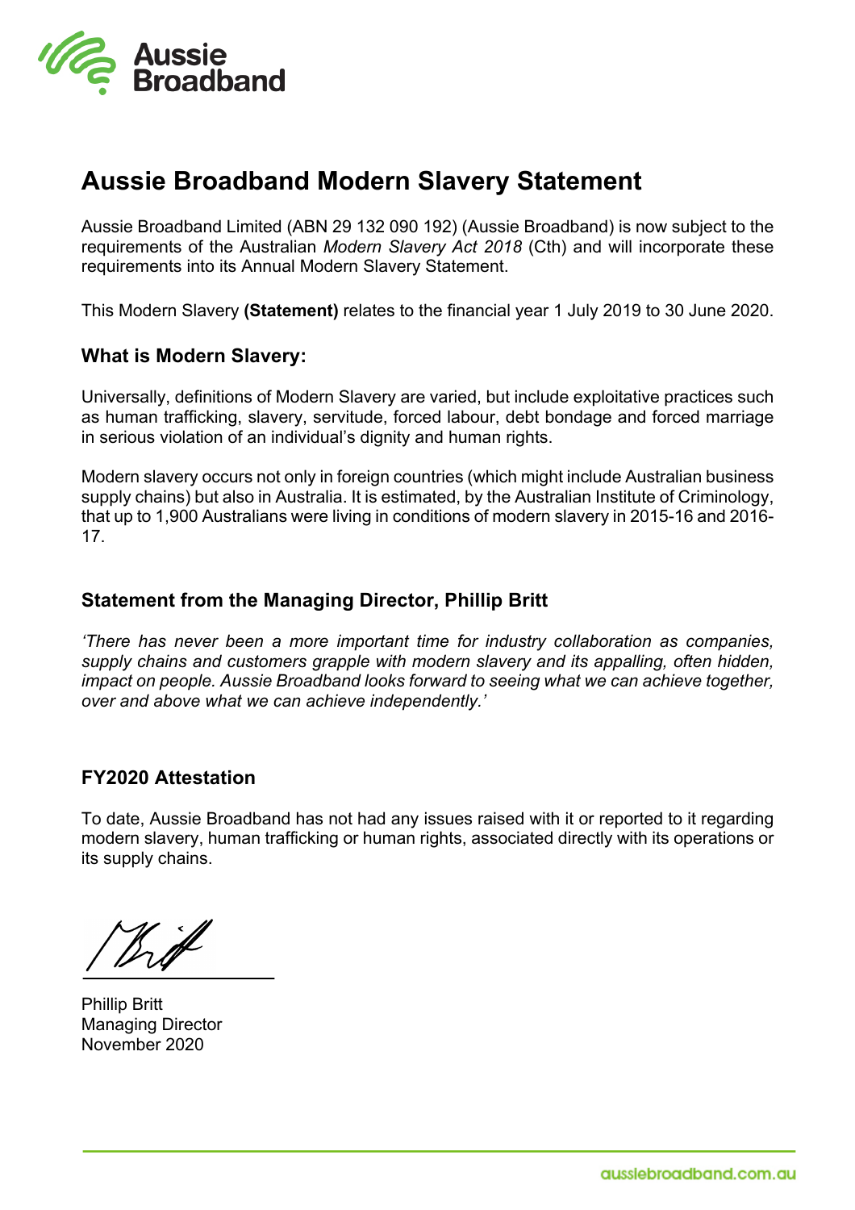# Aussie Broadband Modern Slavery Statement

Aussie Broadband Limited (ABN 29 132 090 192) (Aussie Broadband) is now subject to the requirements of the Australian *Modern Slavery Act 2018* (Cth) and will incorporate these requirements into its Annual Modern Slavery Statement.

This Modern Slavery **(Statement)** relates to the financial year 1 July 2019 to 30 June 2020.

### What is Modern Slavery:

Universally, definitions of Modern Slavery are varied, but include exploitative practices such as human trafficking, slavery, servitude, forced labour, debt bondage and forced marriage in serious violation of an individual's dignity and human rights.

Modern slavery occurs not only in foreign countries (which might include Australian business supply chains) but also in Australia. It is estimated, by the Australian Institute of Criminology, that up to 1,900 Australians were living in conditions of modern slavery in 2015-16 and 2016-17.

### Statement from the Managing Director, Phillip Britt

*'There has never been a more important time for industry collaboration as companies, supply chains and customers grapple with modern slavery and its appalling, often hidden, impact on people. Aussie Broadband looks forward to seeing what we can achieve together, over and above what we can achieve independently.'*

### FY2020 Attestation

To date, Aussie Broadband has not had any issues raised with it or reported to it regarding modern slavery, human trafficking or human rights, associated directly with its operations or its supply chains.

Phillip Britt
Managing Director
November 2020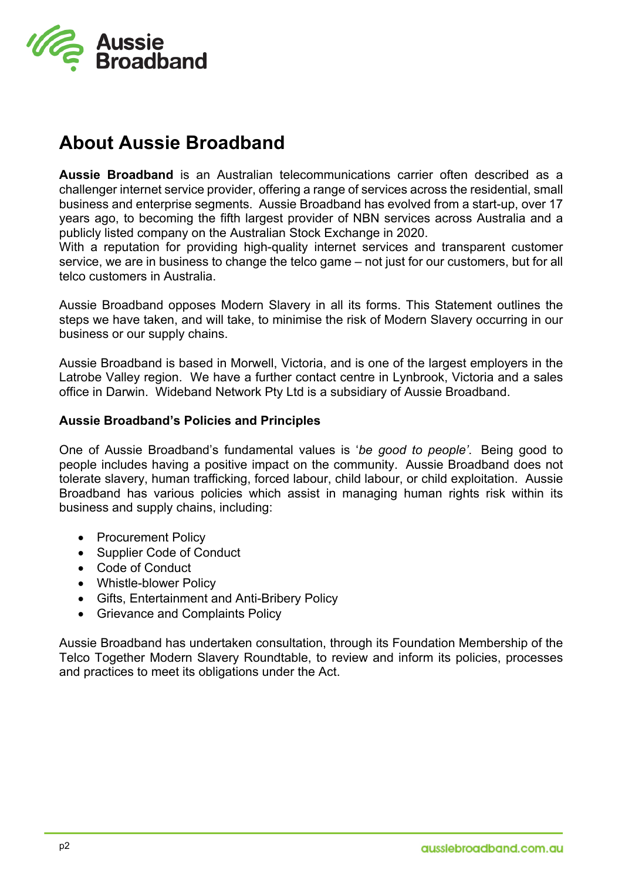# About Aussie Broadband

**Aussie Broadband** is an Australian telecommunications carrier often described as a challenger internet service provider, offering a range of services across the residential, small business and enterprise segments. Aussie Broadband has evolved from a start-up, over 17 years ago, to becoming the fifth largest provider of NBN services across Australia and a publicly listed company on the Australian Stock Exchange in 2020.
With a reputation for providing high-quality internet services and transparent customer service, we are in business to change the telco game – not just for our customers, but for all telco customers in Australia.

Aussie Broadband opposes Modern Slavery in all its forms. This Statement outlines the steps we have taken, and will take, to minimise the risk of Modern Slavery occurring in our business or our supply chains.

Aussie Broadband is based in Morwell, Victoria, and is one of the largest employers in the Latrobe Valley region. We have a further contact centre in Lynbrook, Victoria and a sales office in Darwin. Wideband Network Pty Ltd is a subsidiary of Aussie Broadband.

### Aussie Broadband's Policies and Principles

One of Aussie Broadband's fundamental values is '*be good to people'*. Being good to people includes having a positive impact on the community. Aussie Broadband does not tolerate slavery, human trafficking, forced labour, child labour, or child exploitation. Aussie Broadband has various policies which assist in managing human rights risk within its business and supply chains, including:

- Procurement Policy
- Supplier Code of Conduct
- Code of Conduct
- Whistle-blower Policy
- Gifts, Entertainment and Anti-Bribery Policy
- Grievance and Complaints Policy

Aussie Broadband has undertaken consultation, through its Foundation Membership of the Telco Together Modern Slavery Roundtable, to review and inform its policies, processes and practices to meet its obligations under the Act.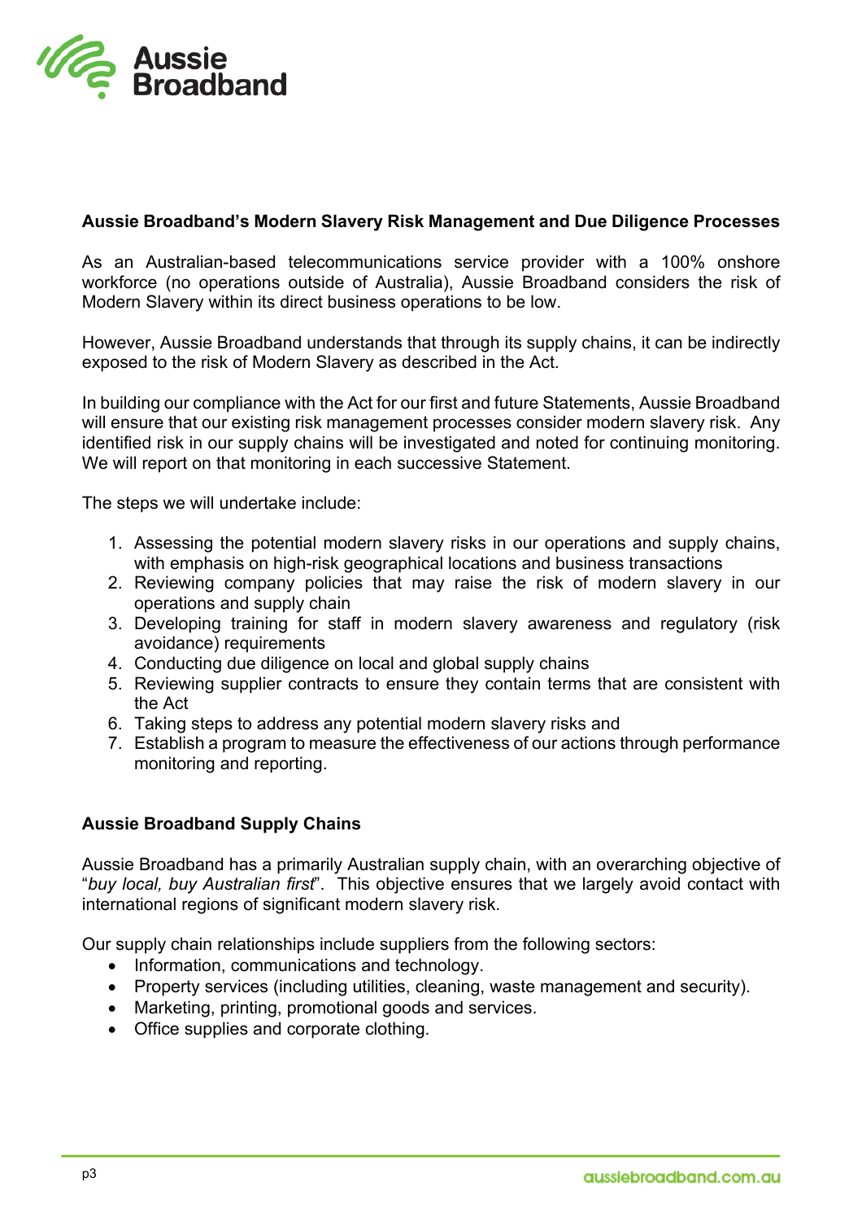**Aussie Broadband's Modern Slavery Risk Management and Due Diligence Processes**

As an Australian-based telecommunications service provider with a 100% onshore workforce (no operations outside of Australia), Aussie Broadband considers the risk of Modern Slavery within its direct business operations to be low.

However, Aussie Broadband understands that through its supply chains, it can be indirectly exposed to the risk of Modern Slavery as described in the Act.

In building our compliance with the Act for our first and future Statements, Aussie Broadband will ensure that our existing risk management processes consider modern slavery risk. Any identified risk in our supply chains will be investigated and noted for continuing monitoring. We will report on that monitoring in each successive Statement.

The steps we will undertake include:

1. Assessing the potential modern slavery risks in our operations and supply chains, with emphasis on high-risk geographical locations and business transactions
2. Reviewing company policies that may raise the risk of modern slavery in our operations and supply chain
3. Developing training for staff in modern slavery awareness and regulatory (risk avoidance) requirements
4. Conducting due diligence on local and global supply chains
5. Reviewing supplier contracts to ensure they contain terms that are consistent with the Act
6. Taking steps to address any potential modern slavery risks and
7. Establish a program to measure the effectiveness of our actions through performance monitoring and reporting.

**Aussie Broadband Supply Chains**

Aussie Broadband has a primarily Australian supply chain, with an overarching objective of "*buy local, buy Australian first*". This objective ensures that we largely avoid contact with international regions of significant modern slavery risk.

Our supply chain relationships include suppliers from the following sectors:

- Information, communications and technology.
- Property services (including utilities, cleaning, waste management and security).
- Marketing, printing, promotional goods and services.
- Office supplies and corporate clothing.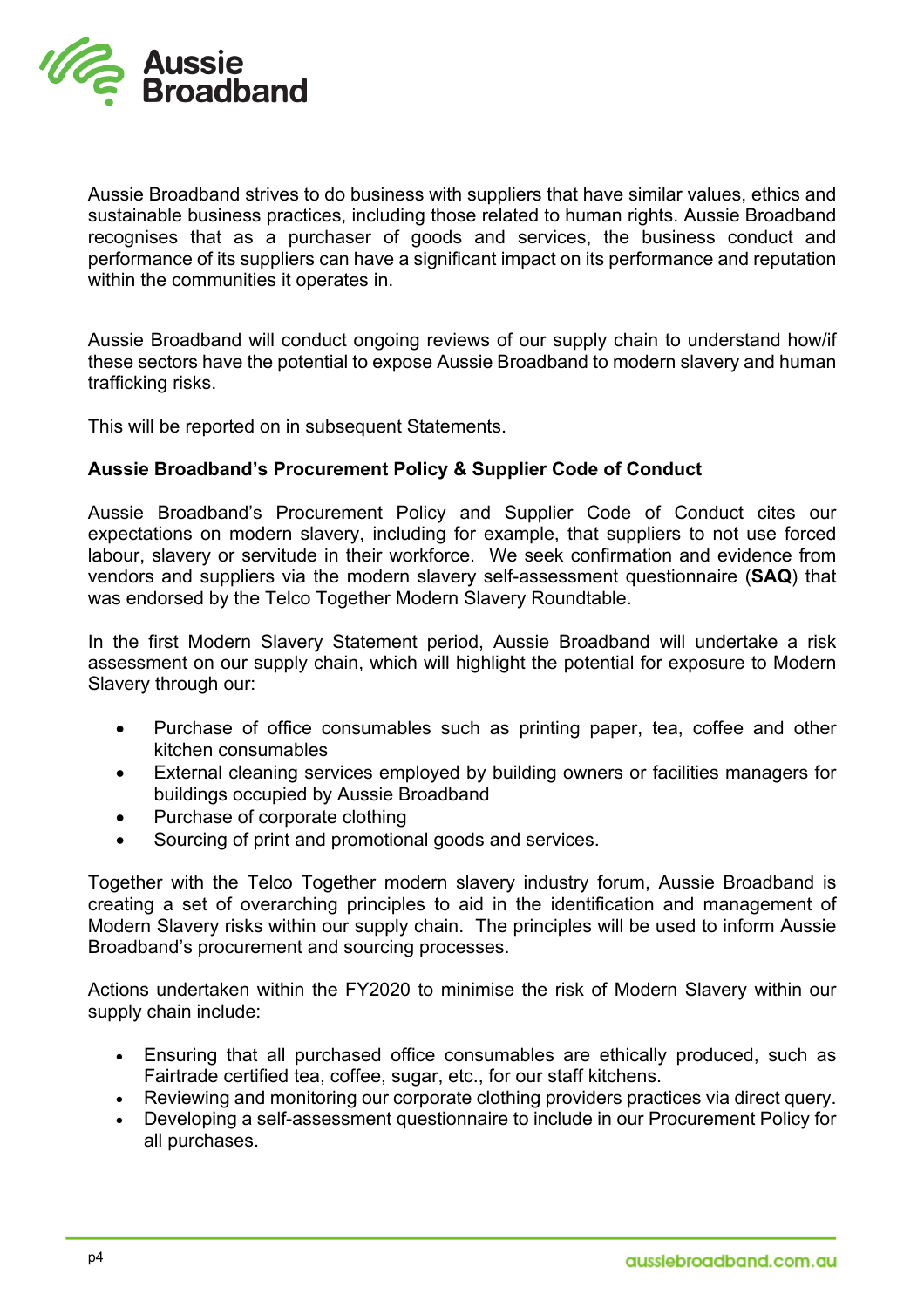Aussie Broadband strives to do business with suppliers that have similar values, ethics and sustainable business practices, including those related to human rights. Aussie Broadband recognises that as a purchaser of goods and services, the business conduct and performance of its suppliers can have a significant impact on its performance and reputation within the communities it operates in.

Aussie Broadband will conduct ongoing reviews of our supply chain to understand how/if these sectors have the potential to expose Aussie Broadband to modern slavery and human trafficking risks.

This will be reported on in subsequent Statements.

**Aussie Broadband's Procurement Policy & Supplier Code of Conduct**

Aussie Broadband's Procurement Policy and Supplier Code of Conduct cites our expectations on modern slavery, including for example, that suppliers to not use forced labour, slavery or servitude in their workforce. We seek confirmation and evidence from vendors and suppliers via the modern slavery self-assessment questionnaire (**SAQ**) that was endorsed by the Telco Together Modern Slavery Roundtable.

In the first Modern Slavery Statement period, Aussie Broadband will undertake a risk assessment on our supply chain, which will highlight the potential for exposure to Modern Slavery through our:

- Purchase of office consumables such as printing paper, tea, coffee and other kitchen consumables
- External cleaning services employed by building owners or facilities managers for buildings occupied by Aussie Broadband
- Purchase of corporate clothing
- Sourcing of print and promotional goods and services.

Together with the Telco Together modern slavery industry forum, Aussie Broadband is creating a set of overarching principles to aid in the identification and management of Modern Slavery risks within our supply chain. The principles will be used to inform Aussie Broadband's procurement and sourcing processes.

Actions undertaken within the FY2020 to minimise the risk of Modern Slavery within our supply chain include:

- Ensuring that all purchased office consumables are ethically produced, such as Fairtrade certified tea, coffee, sugar, etc., for our staff kitchens.
- Reviewing and monitoring our corporate clothing providers practices via direct query.
- Developing a self-assessment questionnaire to include in our Procurement Policy for all purchases.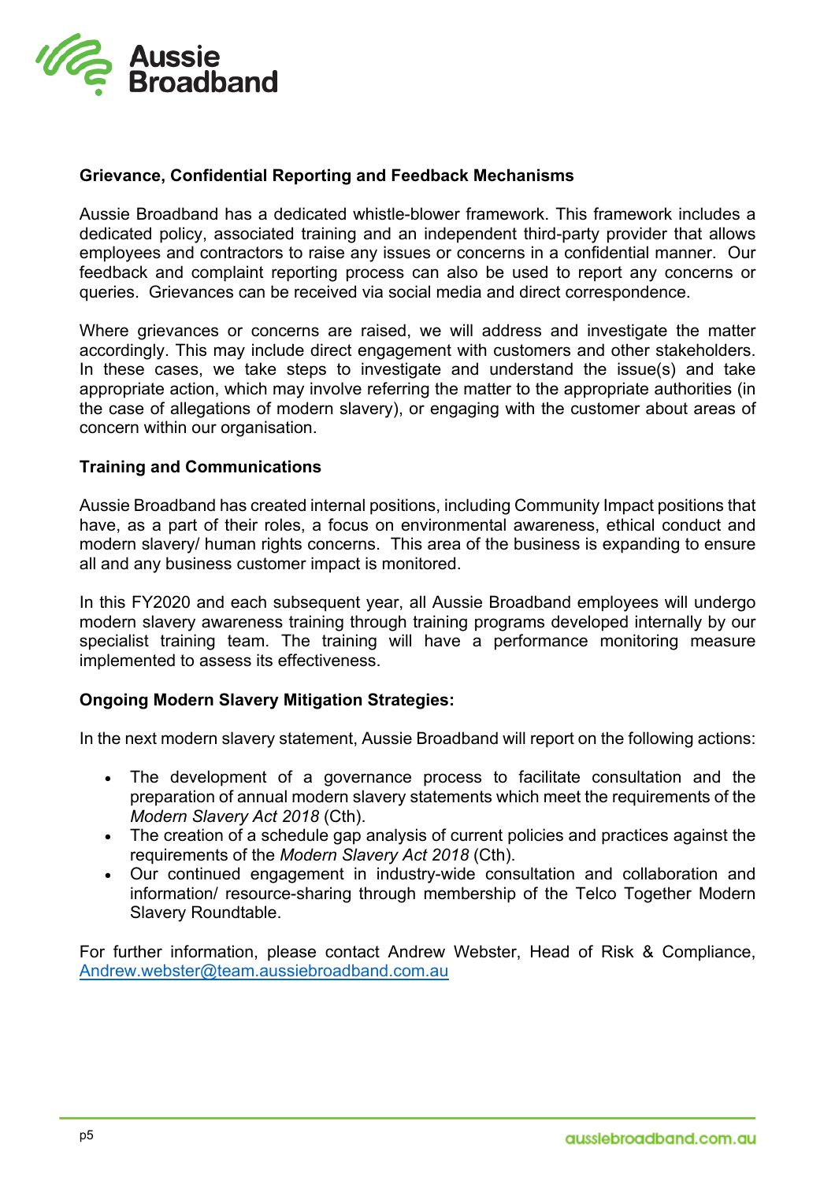**Grievance, Confidential Reporting and Feedback Mechanisms**

Aussie Broadband has a dedicated whistle-blower framework. This framework includes a dedicated policy, associated training and an independent third-party provider that allows employees and contractors to raise any issues or concerns in a confidential manner. Our feedback and complaint reporting process can also be used to report any concerns or queries. Grievances can be received via social media and direct correspondence.

Where grievances or concerns are raised, we will address and investigate the matter accordingly. This may include direct engagement with customers and other stakeholders. In these cases, we take steps to investigate and understand the issue(s) and take appropriate action, which may involve referring the matter to the appropriate authorities (in the case of allegations of modern slavery), or engaging with the customer about areas of concern within our organisation.

**Training and Communications**

Aussie Broadband has created internal positions, including Community Impact positions that have, as a part of their roles, a focus on environmental awareness, ethical conduct and modern slavery/ human rights concerns. This area of the business is expanding to ensure all and any business customer impact is monitored.

In this FY2020 and each subsequent year, all Aussie Broadband employees will undergo modern slavery awareness training through training programs developed internally by our specialist training team. The training will have a performance monitoring measure implemented to assess its effectiveness.

**Ongoing Modern Slavery Mitigation Strategies:**

In the next modern slavery statement, Aussie Broadband will report on the following actions:

- The development of a governance process to facilitate consultation and the preparation of annual modern slavery statements which meet the requirements of the *Modern Slavery Act 2018* (Cth).
- The creation of a schedule gap analysis of current policies and practices against the requirements of the *Modern Slavery Act 2018* (Cth).
- Our continued engagement in industry-wide consultation and collaboration and information/ resource-sharing through membership of the Telco Together Modern Slavery Roundtable.

For further information, please contact Andrew Webster, Head of Risk & Compliance, Andrew.webster@team.aussiebroadband.com.au